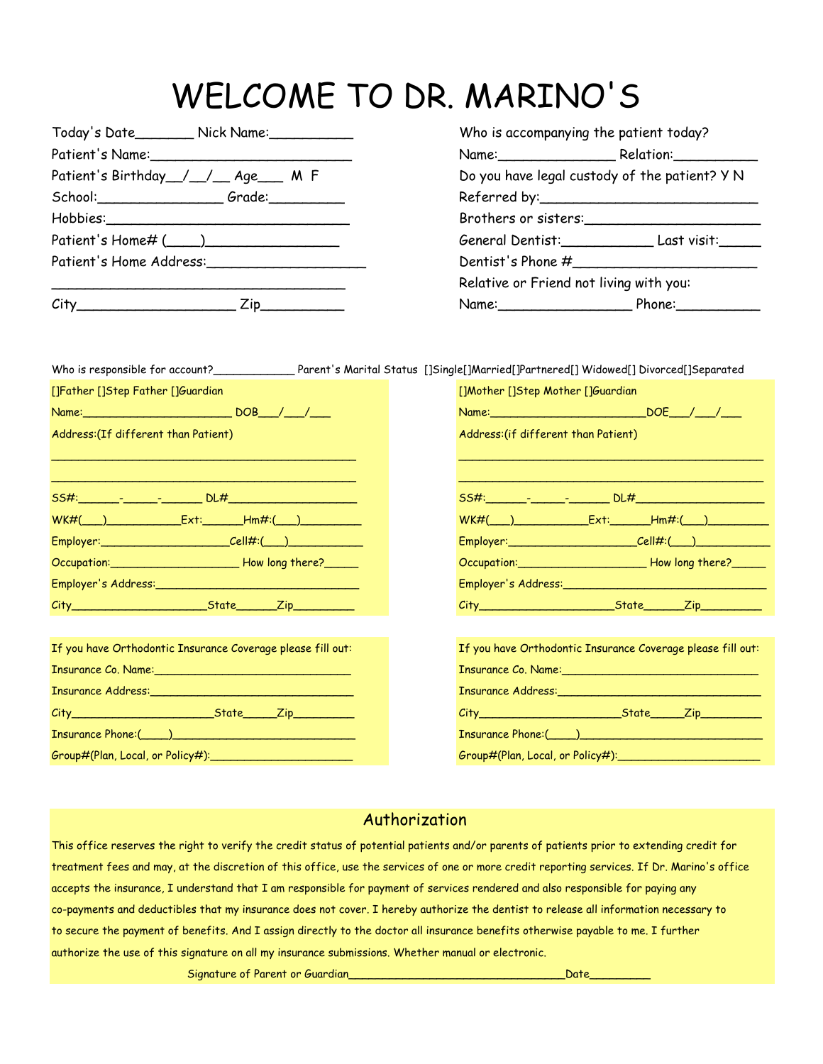# WELCOME TO DR. MARINO'S

Today's Date_______ Nick Name:__________

Patient's Name:________________________

Patient's Birthday__/__/__ Age___ M F

School:_______________ Grade:_________

Hobbies:______________________________

Patient's Home# (____)________________

Patient's Home Address:___________________

___________________________________

City__________________ Zip__________

Who is accompanying the patient today?

Name:______________ Relation:__________

Do you have legal custody of the patient? Y N

Referred by:__________________________

Brothers or sisters:_____________________

General Dentist:___________ Last visit:_____

Dentist's Phone #______________________

Relative or Friend not living with you:

Name:________________ Phone:__________

Who is responsible for account?____________ Parent's Marital Status []Single[]Married[]Partnered[] Widowed[] Divorced[]Separated

[]Father []Step Father []Guardian

Name:_______________________ DOB___/___/___

Address:(If different than Patient)

_____________________________________________

_____________________________________________

SS#:______-_____-______ DL#___________________

WK#(___)___________Ext:______Hm#:(___)_________

Employer:___________________Cell#:(___)___________

Occupation:___________________ How long there?_____

Employer's Address:______________________________

City____________________State______Zip_________

[]Mother []Step Mother []Guardian

Name:_______________________DOE___/___/___

Address:(if different than Patient)

_____________________________________________

_____________________________________________

SS#:______-_____-______ DL#___________________

WK#(___)___________Ext:______Hm#:(___)_________

Employer:___________________Cell#:(___)___________

Occupation:___________________ How long there?_____

Employer's Address:______________________________

City____________________State______Zip_________

If you have Orthodontic Insurance Coverage please fill out:

Insurance Co. Name:_____________________________

Insurance Address:______________________________

City_____________________State_____Zip_________

Insurance Phone:(____)___________________________

Group#(Plan, Local, or Policy#):_____________________

If you have Orthodontic Insurance Coverage please fill out:

Insurance Co. Name:_____________________________

Insurance Address:______________________________

City_____________________State_____Zip_________

Insurance Phone:(____)___________________________

Group#(Plan, Local, or Policy#):_____________________

## Authorization

This office reserves the right to verify the credit status of potential patients and/or parents of patients prior to extending credit for treatment fees and may, at the discretion of this office, use the services of one or more credit reporting services. If Dr. Marino's office accepts the insurance, I understand that I am responsible for payment of services rendered and also responsible for paying any co-payments and deductibles that my insurance does not cover. I hereby authorize the dentist to release all information necessary to to secure the payment of benefits. And I assign directly to the doctor all insurance benefits otherwise payable to me. I further authorize the use of this signature on all my insurance submissions. Whether manual or electronic.

Signature of Parent or Guardian________________________________Date_________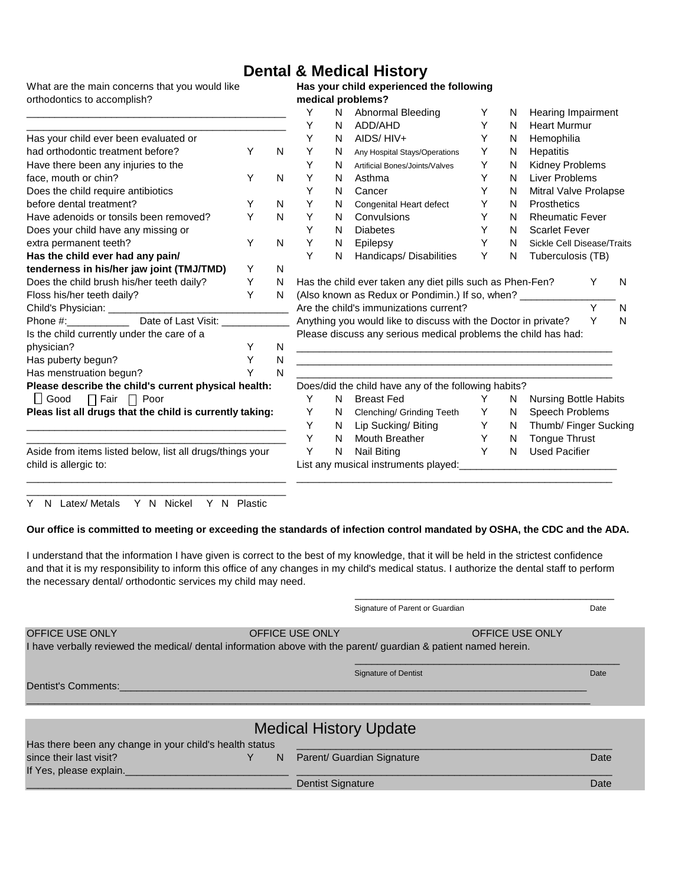# Dental & Medical History

What are the main concerns that you would like orthodontics to accomplish?

______________________________________________

______________________________________________

| | | |
|---|---|---|
| Has your child ever been evaluated or had orthodontic treatment before? | Y | N |
| Have there been any injuries to the face, mouth or chin? | Y | N |
| Does the child require antibiotics before dental treatment? | Y | N |
| Have adenoids or tonsils been removed? | Y | N |
| Does your child have any missing or extra permanent teeth? | Y | N |
| **Has the child ever had any pain/ tenderness in his/her jaw joint (TMJ/TMD)** | Y | N |
| Does the child brush his/her teeth daily? | Y | N |
| Floss his/her teeth daily? | Y | N |

Child's Physician: ________________________________

Phone #:___________ Date of Last Visit: ____________

| | | |
|---|---|---|
| Is the child currently under the care of a physician? | Y | N |
| Has puberty begun? | Y | N |
| Has menstruation begun? | Y | N |

**Please describe the child's current physical health:**

☐ Good ☐ Fair ☐ Poor

**Pleas list all drugs that the child is currently taking:**

______________________________________________

______________________________________________

Aside from items listed below, list all drugs/things your child is allergic to:

______________________________________________

______________________________________________

Y N Latex/ Metals Y N Nickel Y N Plastic

**Has your child experienced the following medical problems?**

| | | | | | |
|---|---|---|---|---|---|
| Y | N | Abnormal Bleeding | Y | N | Hearing Impairment |
| Y | N | ADD/AHD | Y | N | Heart Murmur |
| Y | N | AIDS/ HIV+ | Y | N | Hemophilia |
| Y | N | Any Hospital Stays/Operations | Y | N | Hepatitis |
| Y | N | Artificial Bones/Joints/Valves | Y | N | Kidney Problems |
| Y | N | Asthma | Y | N | Liver Problems |
| Y | N | Cancer | Y | N | Mitral Valve Prolapse |
| Y | N | Congenital Heart defect | Y | N | Prosthetics |
| Y | N | Convulsions | Y | N | Rheumatic Fever |
| Y | N | Diabetes | Y | N | Scarlet Fever |
| Y | N | Epilepsy | Y | N | Sickle Cell Disease/Traits |
| Y | N | Handicaps/ Disabilities | Y | N | Tuberculosis (TB) |

Has the child ever taken any diet pills such as Phen-Fen? Y N

(Also known as Redux or Pondimin.) If so, when? _________________

Are the child's immunizations current? Y N

Anything you would like to discuss with the Doctor in private? Y N

Please discuss any serious medical problems the child has had:

__________________________________________________________

__________________________________________________________

__________________________________________________________

Does/did the child have any of the following habits?

| | | | | | |
|---|---|---|---|---|---|
| Y | N | Breast Fed | Y | N | Nursing Bottle Habits |
| Y | N | Clenching/ Grinding Teeth | Y | N | Speech Problems |
| Y | N | Lip Sucking/ Biting | Y | N | Thumb/ Finger Sucking |
| Y | N | Mouth Breather | Y | N | Tongue Thrust |
| Y | N | Nail Biting | Y | N | Used Pacifier |

List any musical instruments played:____________________________

__________________________________________________________

**Our office is committed to meeting or exceeding the standards of infection control mandated by OSHA, the CDC and the ADA.**

I understand that the information I have given is correct to the best of my knowledge, that it will be held in the strictest confidence and that it is my responsibility to inform this office of any changes in my child's medical status. I authorize the dental staff to perform the necessary dental/ orthodontic services my child may need.

______________________________________________

Signature of Parent or Guardian Date

OFFICE USE ONLY OFFICE USE ONLY OFFICE USE ONLY

I have verbally reviewed the medical/ dental information above with the parent/ guardian & patient named herein.

______________________________________________

Signature of Dentist Date

Dentist's Comments:______________________________________________________________________________

______________________________________________________________________________________________

## Medical History Update

Has there been any change in your child's health status since their last visit? Y N

If Yes, please explain.____________________________

______________________________________________

______________________________________________________

Parent/ Guardian Signature Date

______________________________________________________

Dentist Signature Date